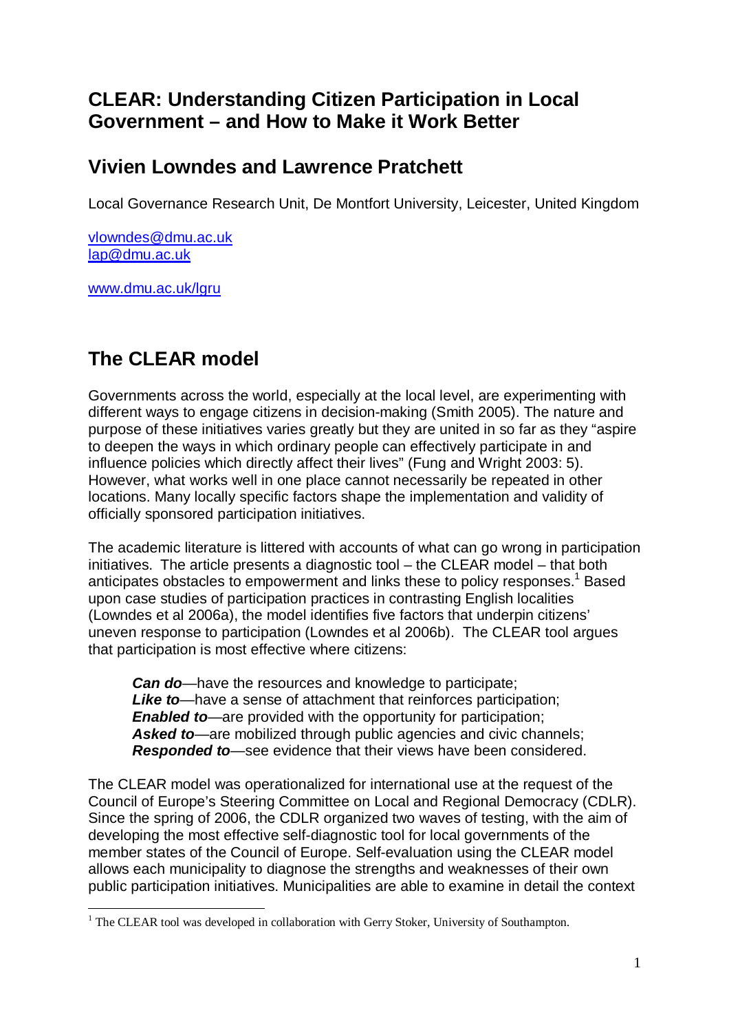# CLEAR: Understanding Citizen Participation in Local Government – and How to Make it Work Better

## Vivien Lowndes and Lawrence Pratchett

Local Governance Research Unit, De Montfort University, Leicester, United Kingdom

vlowndes@dmu.ac.uk
lap@dmu.ac.uk

www.dmu.ac.uk/lgru

## The CLEAR model

Governments across the world, especially at the local level, are experimenting with different ways to engage citizens in decision-making (Smith 2005). The nature and purpose of these initiatives varies greatly but they are united in so far as they "aspire to deepen the ways in which ordinary people can effectively participate in and influence policies which directly affect their lives" (Fung and Wright 2003: 5). However, what works well in one place cannot necessarily be repeated in other locations. Many locally specific factors shape the implementation and validity of officially sponsored participation initiatives.

The academic literature is littered with accounts of what can go wrong in participation initiatives. The article presents a diagnostic tool – the CLEAR model – that both anticipates obstacles to empowerment and links these to policy responses.[1] Based upon case studies of participation practices in contrasting English localities (Lowndes et al 2006a), the model identifies five factors that underpin citizens' uneven response to participation (Lowndes et al 2006b). The CLEAR tool argues that participation is most effective where citizens:

> ***Can do***—have the resources and knowledge to participate;
> ***Like to***—have a sense of attachment that reinforces participation;
> ***Enabled to***—are provided with the opportunity for participation;
> ***Asked to***—are mobilized through public agencies and civic channels;
> ***Responded to***—see evidence that their views have been considered.

The CLEAR model was operationalized for international use at the request of the Council of Europe's Steering Committee on Local and Regional Democracy (CDLR). Since the spring of 2006, the CDLR organized two waves of testing, with the aim of developing the most effective self-diagnostic tool for local governments of the member states of the Council of Europe. Self-evaluation using the CLEAR model allows each municipality to diagnose the strengths and weaknesses of their own public participation initiatives. Municipalities are able to examine in detail the context

[1] The CLEAR tool was developed in collaboration with Gerry Stoker, University of Southampton.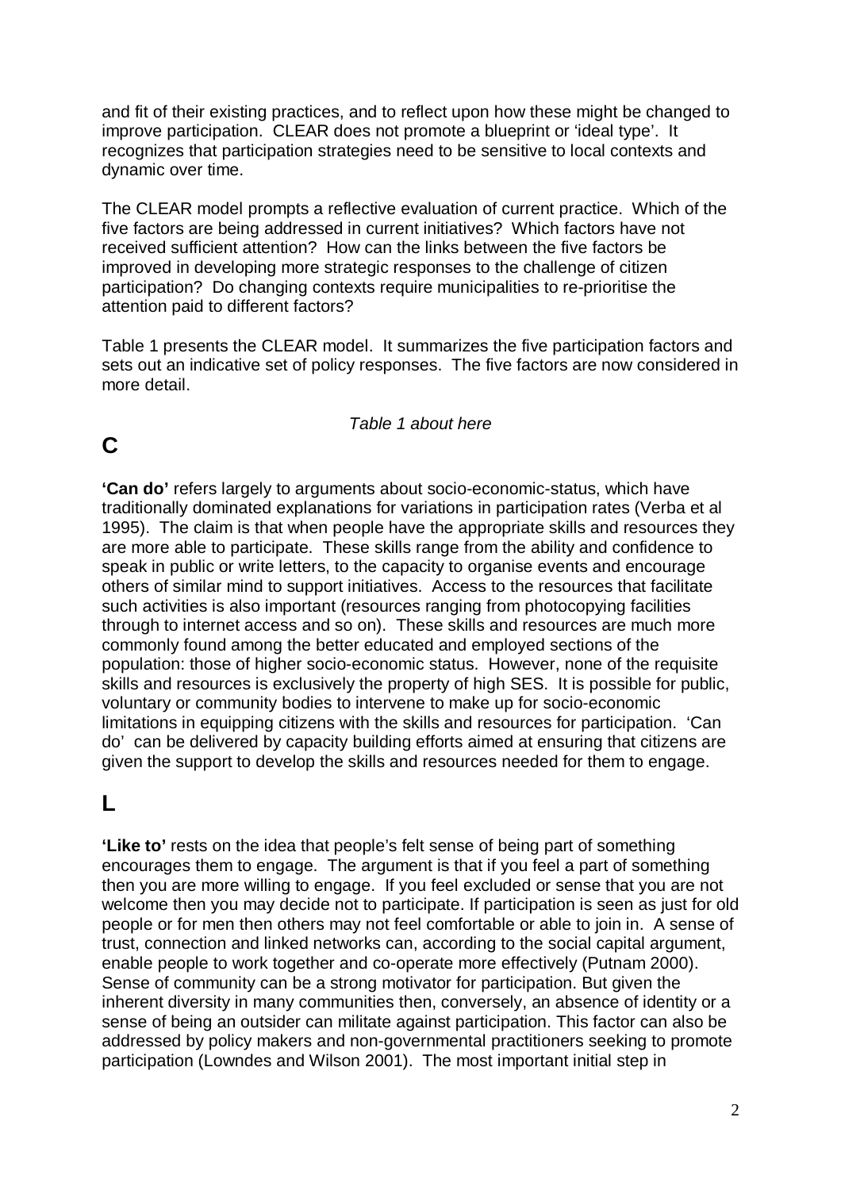and fit of their existing practices, and to reflect upon how these might be changed to improve participation. CLEAR does not promote a blueprint or 'ideal type'. It recognizes that participation strategies need to be sensitive to local contexts and dynamic over time.

The CLEAR model prompts a reflective evaluation of current practice. Which of the five factors are being addressed in current initiatives? Which factors have not received sufficient attention? How can the links between the five factors be improved in developing more strategic responses to the challenge of citizen participation? Do changing contexts require municipalities to re-prioritise the attention paid to different factors?

Table 1 presents the CLEAR model. It summarizes the five participation factors and sets out an indicative set of policy responses. The five factors are now considered in more detail.

*Table 1 about here*

## C

**'Can do'** refers largely to arguments about socio-economic-status, which have traditionally dominated explanations for variations in participation rates (Verba et al 1995). The claim is that when people have the appropriate skills and resources they are more able to participate. These skills range from the ability and confidence to speak in public or write letters, to the capacity to organise events and encourage others of similar mind to support initiatives. Access to the resources that facilitate such activities is also important (resources ranging from photocopying facilities through to internet access and so on). These skills and resources are much more commonly found among the better educated and employed sections of the population: those of higher socio-economic status. However, none of the requisite skills and resources is exclusively the property of high SES. It is possible for public, voluntary or community bodies to intervene to make up for socio-economic limitations in equipping citizens with the skills and resources for participation. 'Can do' can be delivered by capacity building efforts aimed at ensuring that citizens are given the support to develop the skills and resources needed for them to engage.

## L

**'Like to'** rests on the idea that people's felt sense of being part of something encourages them to engage. The argument is that if you feel a part of something then you are more willing to engage. If you feel excluded or sense that you are not welcome then you may decide not to participate. If participation is seen as just for old people or for men then others may not feel comfortable or able to join in. A sense of trust, connection and linked networks can, according to the social capital argument, enable people to work together and co-operate more effectively (Putnam 2000). Sense of community can be a strong motivator for participation. But given the inherent diversity in many communities then, conversely, an absence of identity or a sense of being an outsider can militate against participation. This factor can also be addressed by policy makers and non-governmental practitioners seeking to promote participation (Lowndes and Wilson 2001). The most important initial step in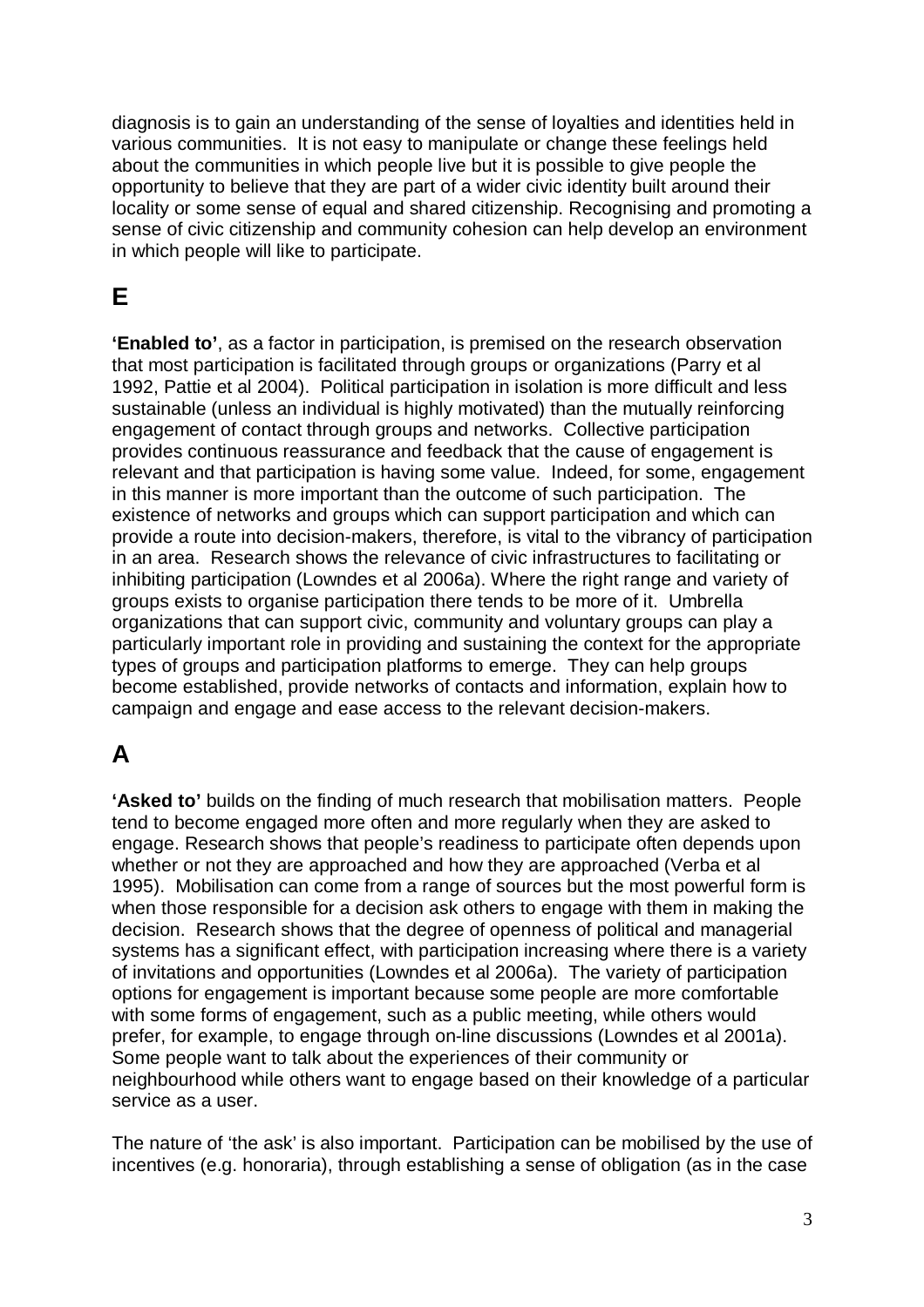diagnosis is to gain an understanding of the sense of loyalties and identities held in various communities. It is not easy to manipulate or change these feelings held about the communities in which people live but it is possible to give people the opportunity to believe that they are part of a wider civic identity built around their locality or some sense of equal and shared citizenship. Recognising and promoting a sense of civic citizenship and community cohesion can help develop an environment in which people will like to participate.

# E

**'Enabled to'**, as a factor in participation, is premised on the research observation that most participation is facilitated through groups or organizations (Parry et al 1992, Pattie et al 2004). Political participation in isolation is more difficult and less sustainable (unless an individual is highly motivated) than the mutually reinforcing engagement of contact through groups and networks. Collective participation provides continuous reassurance and feedback that the cause of engagement is relevant and that participation is having some value. Indeed, for some, engagement in this manner is more important than the outcome of such participation. The existence of networks and groups which can support participation and which can provide a route into decision-makers, therefore, is vital to the vibrancy of participation in an area. Research shows the relevance of civic infrastructures to facilitating or inhibiting participation (Lowndes et al 2006a). Where the right range and variety of groups exists to organise participation there tends to be more of it. Umbrella organizations that can support civic, community and voluntary groups can play a particularly important role in providing and sustaining the context for the appropriate types of groups and participation platforms to emerge. They can help groups become established, provide networks of contacts and information, explain how to campaign and engage and ease access to the relevant decision-makers.

# A

**'Asked to'** builds on the finding of much research that mobilisation matters. People tend to become engaged more often and more regularly when they are asked to engage. Research shows that people's readiness to participate often depends upon whether or not they are approached and how they are approached (Verba et al 1995). Mobilisation can come from a range of sources but the most powerful form is when those responsible for a decision ask others to engage with them in making the decision. Research shows that the degree of openness of political and managerial systems has a significant effect, with participation increasing where there is a variety of invitations and opportunities (Lowndes et al 2006a). The variety of participation options for engagement is important because some people are more comfortable with some forms of engagement, such as a public meeting, while others would prefer, for example, to engage through on-line discussions (Lowndes et al 2001a). Some people want to talk about the experiences of their community or neighbourhood while others want to engage based on their knowledge of a particular service as a user.

The nature of 'the ask' is also important. Participation can be mobilised by the use of incentives (e.g. honoraria), through establishing a sense of obligation (as in the case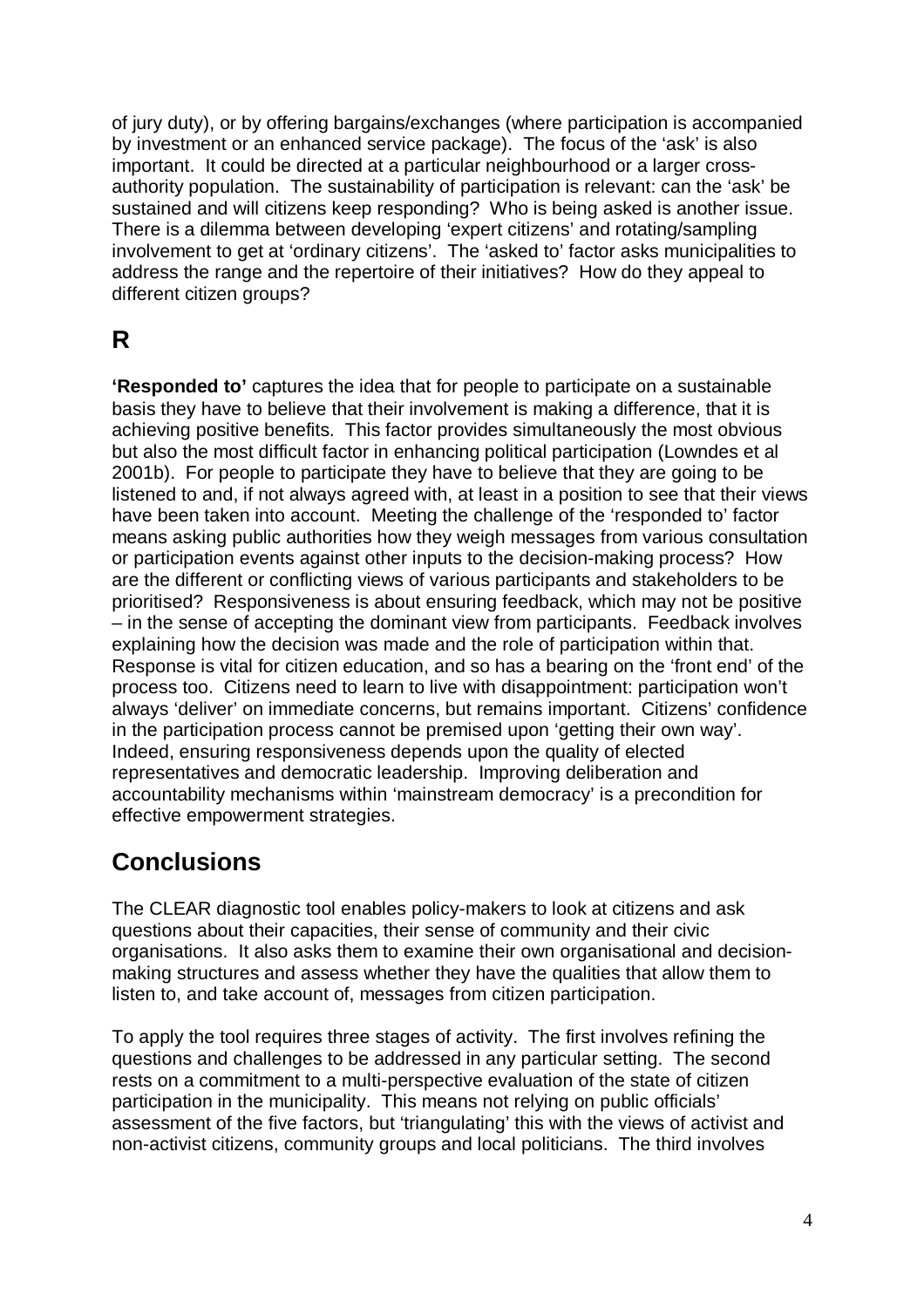of jury duty), or by offering bargains/exchanges (where participation is accompanied by investment or an enhanced service package). The focus of the 'ask' is also important. It could be directed at a particular neighbourhood or a larger cross-authority population. The sustainability of participation is relevant: can the 'ask' be sustained and will citizens keep responding? Who is being asked is another issue. There is a dilemma between developing 'expert citizens' and rotating/sampling involvement to get at 'ordinary citizens'. The 'asked to' factor asks municipalities to address the range and the repertoire of their initiatives? How do they appeal to different citizen groups?

## R

**'Responded to'** captures the idea that for people to participate on a sustainable basis they have to believe that their involvement is making a difference, that it is achieving positive benefits. This factor provides simultaneously the most obvious but also the most difficult factor in enhancing political participation (Lowndes et al 2001b). For people to participate they have to believe that they are going to be listened to and, if not always agreed with, at least in a position to see that their views have been taken into account. Meeting the challenge of the 'responded to' factor means asking public authorities how they weigh messages from various consultation or participation events against other inputs to the decision-making process? How are the different or conflicting views of various participants and stakeholders to be prioritised? Responsiveness is about ensuring feedback, which may not be positive – in the sense of accepting the dominant view from participants. Feedback involves explaining how the decision was made and the role of participation within that. Response is vital for citizen education, and so has a bearing on the 'front end' of the process too. Citizens need to learn to live with disappointment: participation won't always 'deliver' on immediate concerns, but remains important. Citizens' confidence in the participation process cannot be premised upon 'getting their own way'. Indeed, ensuring responsiveness depends upon the quality of elected representatives and democratic leadership. Improving deliberation and accountability mechanisms within 'mainstream democracy' is a precondition for effective empowerment strategies.

## Conclusions

The CLEAR diagnostic tool enables policy-makers to look at citizens and ask questions about their capacities, their sense of community and their civic organisations. It also asks them to examine their own organisational and decision-making structures and assess whether they have the qualities that allow them to listen to, and take account of, messages from citizen participation.

To apply the tool requires three stages of activity. The first involves refining the questions and challenges to be addressed in any particular setting. The second rests on a commitment to a multi-perspective evaluation of the state of citizen participation in the municipality. This means not relying on public officials' assessment of the five factors, but 'triangulating' this with the views of activist and non-activist citizens, community groups and local politicians. The third involves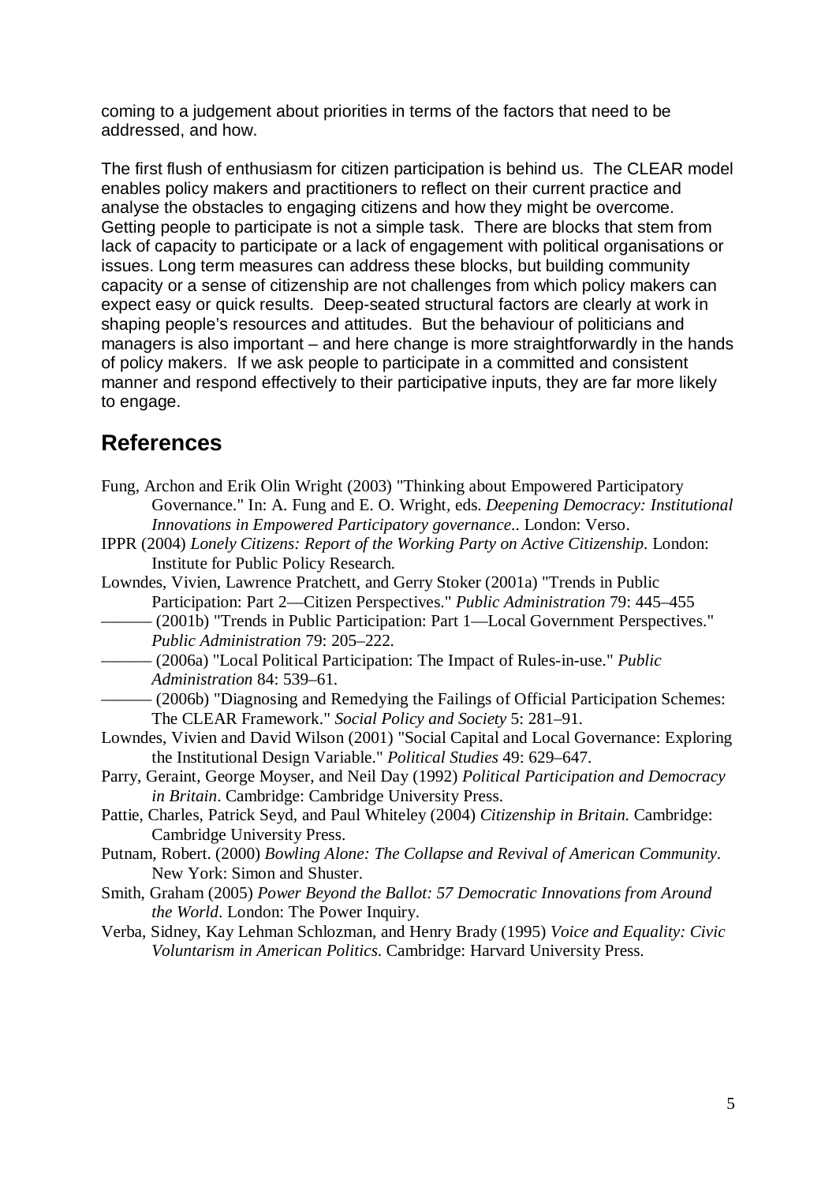coming to a judgement about priorities in terms of the factors that need to be addressed, and how.

The first flush of enthusiasm for citizen participation is behind us. The CLEAR model enables policy makers and practitioners to reflect on their current practice and analyse the obstacles to engaging citizens and how they might be overcome. Getting people to participate is not a simple task. There are blocks that stem from lack of capacity to participate or a lack of engagement with political organisations or issues. Long term measures can address these blocks, but building community capacity or a sense of citizenship are not challenges from which policy makers can expect easy or quick results. Deep-seated structural factors are clearly at work in shaping people's resources and attitudes. But the behaviour of politicians and managers is also important – and here change is more straightforwardly in the hands of policy makers. If we ask people to participate in a committed and consistent manner and respond effectively to their participative inputs, they are far more likely to engage.

## References

Fung, Archon and Erik Olin Wright (2003) "Thinking about Empowered Participatory Governance." In: A. Fung and E. O. Wright, eds. *Deepening Democracy: Institutional Innovations in Empowered Participatory governance*.. London: Verso.

IPPR (2004) *Lonely Citizens: Report of the Working Party on Active Citizenship*. London: Institute for Public Policy Research.

Lowndes, Vivien, Lawrence Pratchett, and Gerry Stoker (2001a) "Trends in Public Participation: Part 2—Citizen Perspectives." *Public Administration* 79: 445–455

——— (2001b) "Trends in Public Participation: Part 1—Local Government Perspectives." *Public Administration* 79: 205–222.

——— (2006a) "Local Political Participation: The Impact of Rules-in-use." *Public Administration* 84: 539–61.

——— (2006b) "Diagnosing and Remedying the Failings of Official Participation Schemes: The CLEAR Framework." *Social Policy and Society* 5: 281–91.

Lowndes, Vivien and David Wilson (2001) "Social Capital and Local Governance: Exploring the Institutional Design Variable." *Political Studies* 49: 629–647.

Parry, Geraint, George Moyser, and Neil Day (1992) *Political Participation and Democracy in Britain*. Cambridge: Cambridge University Press.

Pattie, Charles, Patrick Seyd, and Paul Whiteley (2004) *Citizenship in Britain*. Cambridge: Cambridge University Press.

Putnam, Robert. (2000) *Bowling Alone: The Collapse and Revival of American Community*. New York: Simon and Shuster.

Smith, Graham (2005) *Power Beyond the Ballot: 57 Democratic Innovations from Around the World*. London: The Power Inquiry.

Verba, Sidney, Kay Lehman Schlozman, and Henry Brady (1995) *Voice and Equality: Civic Voluntarism in American Politics*. Cambridge: Harvard University Press.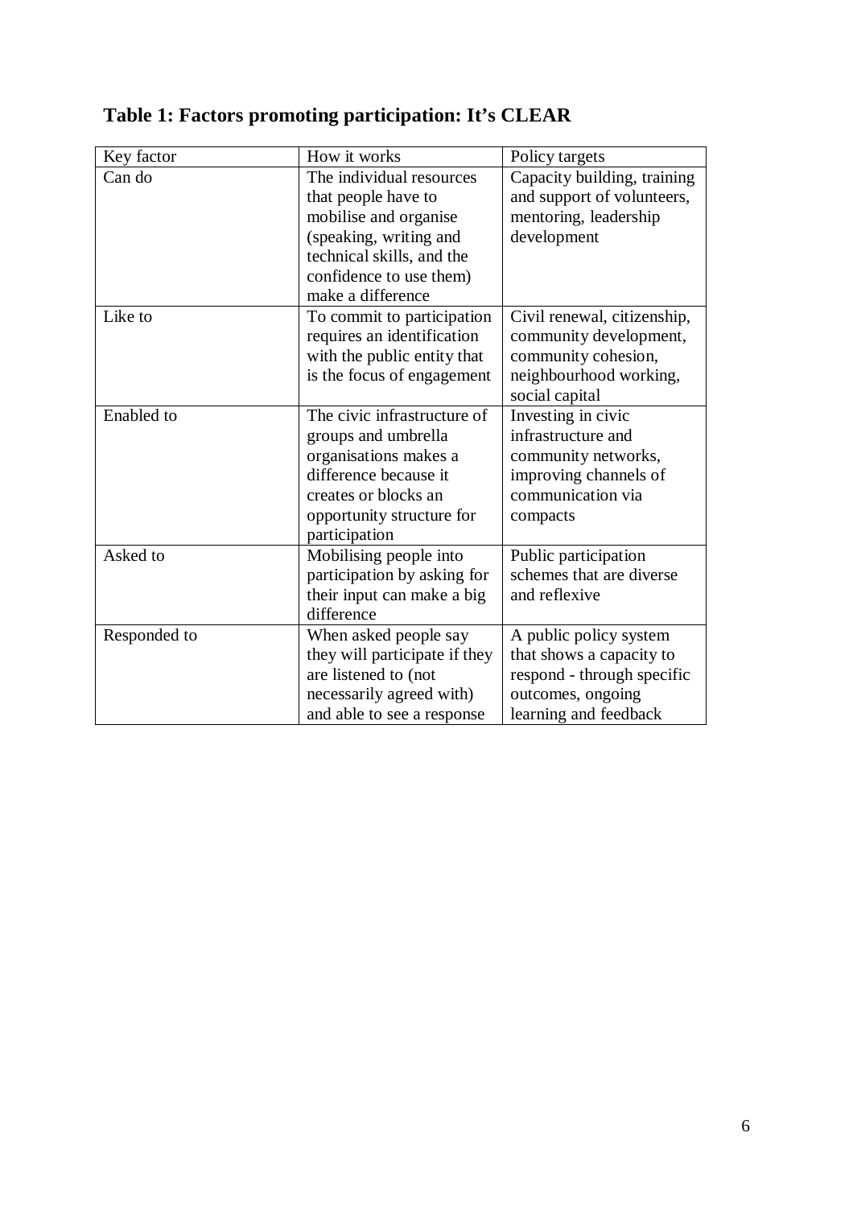**Table 1: Factors promoting participation: It's CLEAR**

| Key factor | How it works | Policy targets |
|---|---|---|
| Can do | The individual resources that people have to mobilise and organise (speaking, writing and technical skills, and the confidence to use them) make a difference | Capacity building, training and support of volunteers, mentoring, leadership development |
| Like to | To commit to participation requires an identification with the public entity that is the focus of engagement | Civil renewal, citizenship, community development, community cohesion, neighbourhood working, social capital |
| Enabled to | The civic infrastructure of groups and umbrella organisations makes a difference because it creates or blocks an opportunity structure for participation | Investing in civic infrastructure and community networks, improving channels of communication via compacts |
| Asked to | Mobilising people into participation by asking for their input can make a big difference | Public participation schemes that are diverse and reflexive |
| Responded to | When asked people say they will participate if they are listened to (not necessarily agreed with) and able to see a response | A public policy system that shows a capacity to respond - through specific outcomes, ongoing learning and feedback |